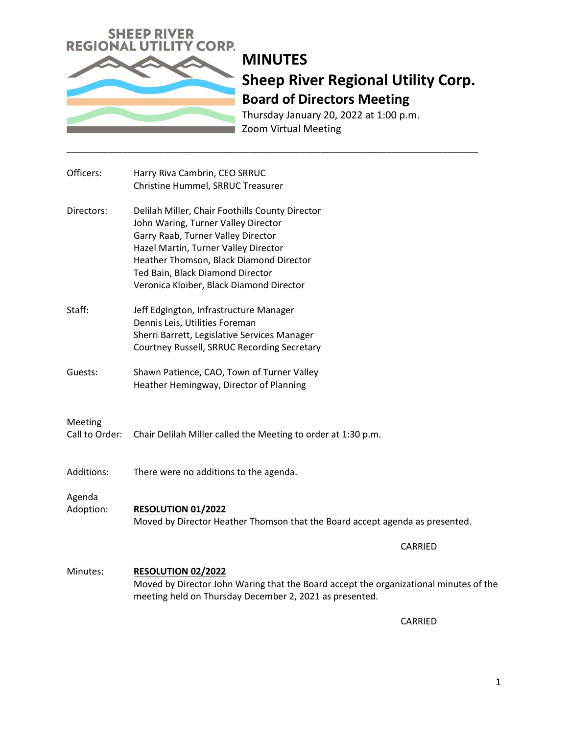SHEEP RIVER REGIONAL UTILITY CORP.

# MINUTES

## Sheep River Regional Utility Corp.

### Board of Directors Meeting

Thursday January 20, 2022 at 1:00 p.m.
Zoom Virtual Meeting

---

**Officers:**
Harry Riva Cambrin, CEO SRRUC
Christine Hummel, SRRUC Treasurer

**Directors:**
Delilah Miller, Chair Foothills County Director
John Waring, Turner Valley Director
Garry Raab, Turner Valley Director
Hazel Martin, Turner Valley Director
Heather Thomson, Black Diamond Director
Ted Bain, Black Diamond Director
Veronica Kloiber, Black Diamond Director

**Staff:**
Jeff Edgington, Infrastructure Manager
Dennis Leis, Utilities Foreman
Sherri Barrett, Legislative Services Manager
Courtney Russell, SRRUC Recording Secretary

**Guests:**
Shawn Patience, CAO, Town of Turner Valley
Heather Hemingway, Director of Planning

**Meeting Call to Order:** Chair Delilah Miller called the Meeting to order at 1:30 p.m.

**Additions:** There were no additions to the agenda.

**Agenda Adoption:**

**RESOLUTION 01/2022**
Moved by Director Heather Thomson that the Board accept agenda as presented.

CARRIED

**Minutes:**

**RESOLUTION 02/2022**
Moved by Director John Waring that the Board accept the organizational minutes of the meeting held on Thursday December 2, 2021 as presented.

CARRIED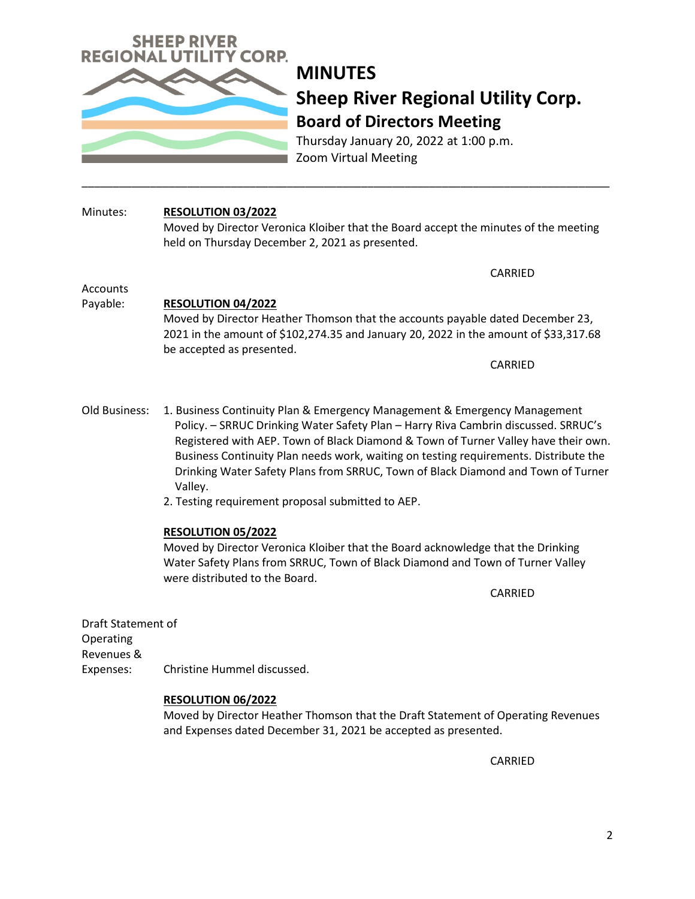# MINUTES

## Sheep River Regional Utility Corp.

### Board of Directors Meeting

Thursday January 20, 2022 at 1:00 p.m.
Zoom Virtual Meeting

---

Minutes: **RESOLUTION 03/2022**

Moved by Director Veronica Kloiber that the Board accept the minutes of the meeting held on Thursday December 2, 2021 as presented.

CARRIED

Accounts Payable: **RESOLUTION 04/2022**

Moved by Director Heather Thomson that the accounts payable dated December 23, 2021 in the amount of $102,274.35 and January 20, 2022 in the amount of $33,317.68 be accepted as presented.

CARRIED

Old Business:

1. Business Continuity Plan & Emergency Management & Emergency Management Policy. – SRRUC Drinking Water Safety Plan – Harry Riva Cambrin discussed. SRRUC's Registered with AEP. Town of Black Diamond & Town of Turner Valley have their own. Business Continuity Plan needs work, waiting on testing requirements. Distribute the Drinking Water Safety Plans from SRRUC, Town of Black Diamond and Town of Turner Valley.
2. Testing requirement proposal submitted to AEP.

**RESOLUTION 05/2022**

Moved by Director Veronica Kloiber that the Board acknowledge that the Drinking Water Safety Plans from SRRUC, Town of Black Diamond and Town of Turner Valley were distributed to the Board.

CARRIED

Draft Statement of Operating Revenues & Expenses: Christine Hummel discussed.

**RESOLUTION 06/2022**

Moved by Director Heather Thomson that the Draft Statement of Operating Revenues and Expenses dated December 31, 2021 be accepted as presented.

CARRIED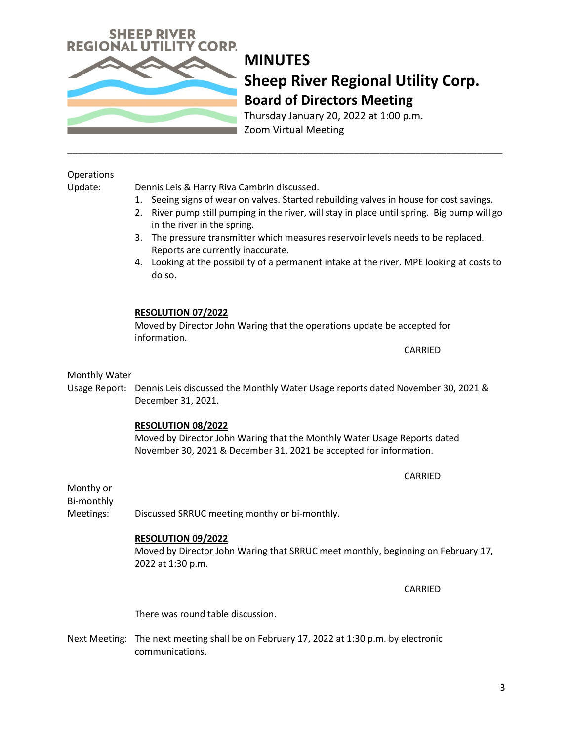# MINUTES

## Sheep River Regional Utility Corp.

### Board of Directors Meeting

Thursday January 20, 2022 at 1:00 p.m.
Zoom Virtual Meeting

---

**Operations Update:**

Dennis Leis & Harry Riva Cambrin discussed.

1. Seeing signs of wear on valves. Started rebuilding valves in house for cost savings.
2. River pump still pumping in the river, will stay in place until spring. Big pump will go in the river in the spring.
3. The pressure transmitter which measures reservoir levels needs to be replaced. Reports are currently inaccurate.
4. Looking at the possibility of a permanent intake at the river. MPE looking at costs to do so.

**RESOLUTION 07/2022**

Moved by Director John Waring that the operations update be accepted for information.

CARRIED

**Monthly Water Usage Report:**

Dennis Leis discussed the Monthly Water Usage reports dated November 30, 2021 & December 31, 2021.

**RESOLUTION 08/2022**

Moved by Director John Waring that the Monthly Water Usage Reports dated November 30, 2021 & December 31, 2021 be accepted for information.

CARRIED

**Monthy or Bi-monthly Meetings:**

Discussed SRRUC meeting monthy or bi-monthly.

**RESOLUTION 09/2022**

Moved by Director John Waring that SRRUC meet monthly, beginning on February 17, 2022 at 1:30 p.m.

CARRIED

There was round table discussion.

**Next Meeting:** The next meeting shall be on February 17, 2022 at 1:30 p.m. by electronic communications.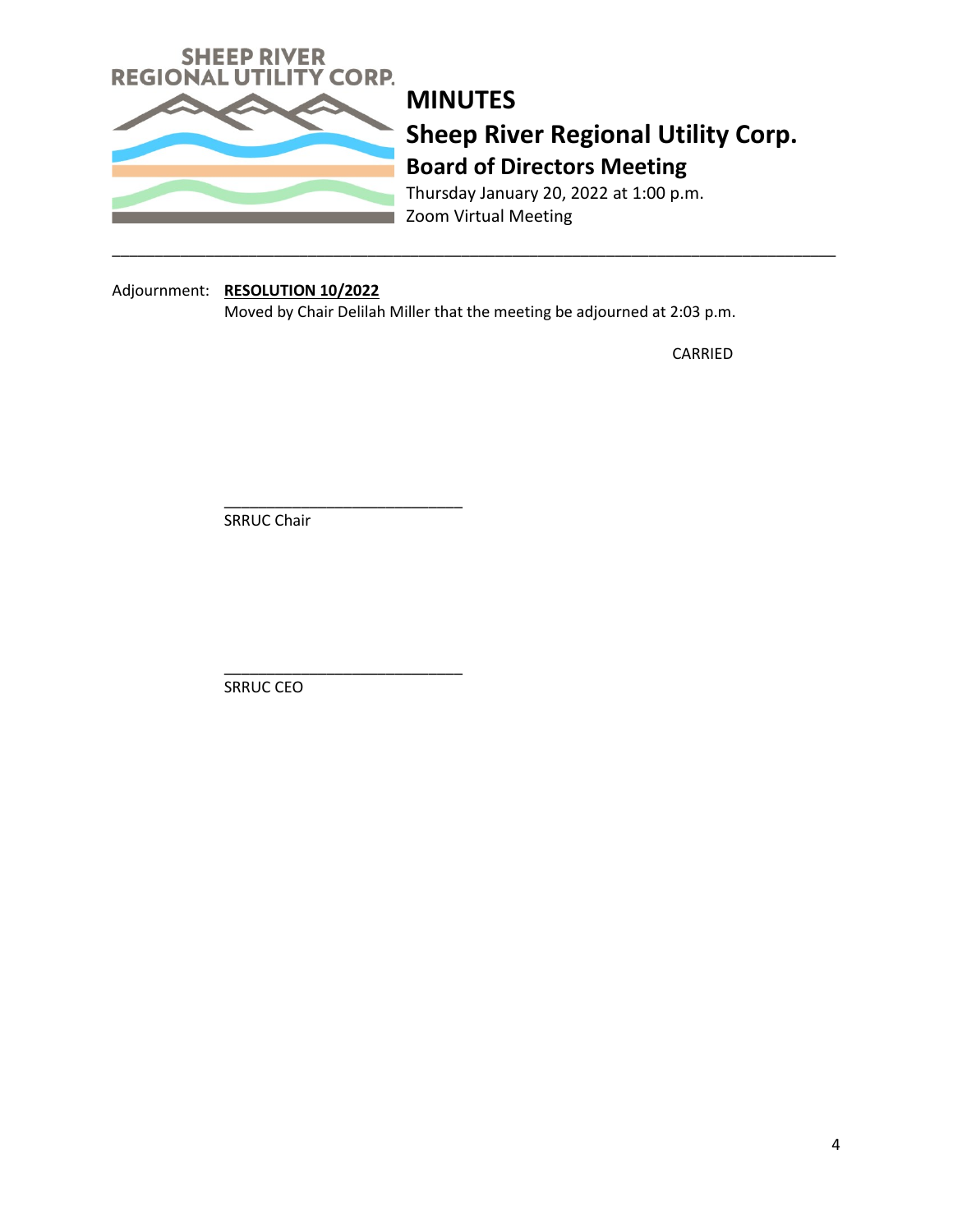SHEEP RIVER REGIONAL UTILITY CORP.

# MINUTES

## Sheep River Regional Utility Corp.

### Board of Directors Meeting

Thursday January 20, 2022 at 1:00 p.m.
Zoom Virtual Meeting

---

Adjournment: **RESOLUTION 10/2022**

Moved by Chair Delilah Miller that the meeting be adjourned at 2:03 p.m.

CARRIED

\_\_\_\_\_\_\_\_\_\_\_\_\_\_\_\_\_\_\_\_\_\_\_\_\_\_\_\_

SRRUC Chair

\_\_\_\_\_\_\_\_\_\_\_\_\_\_\_\_\_\_\_\_\_\_\_\_\_\_\_\_

SRRUC CEO